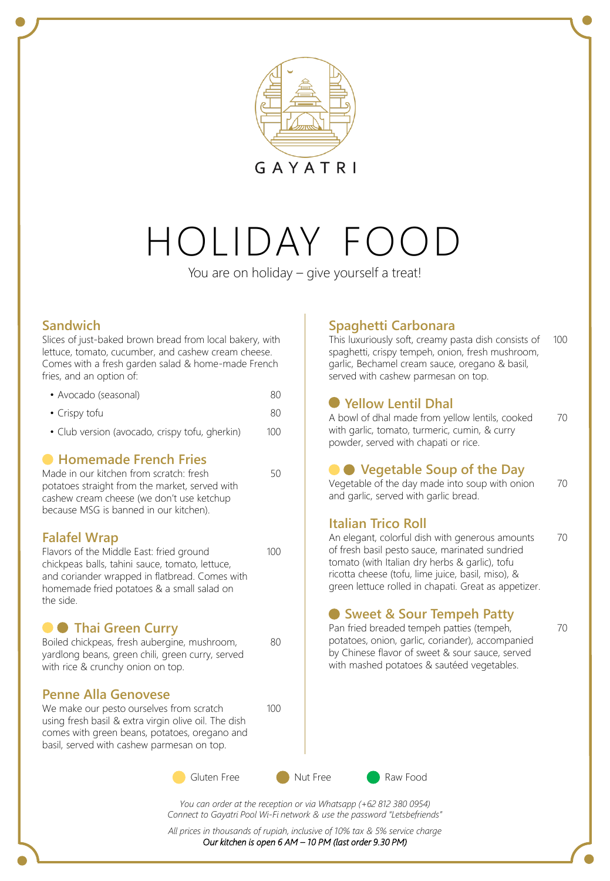GAYATRI

# HOLIDAY FOOD

You are on holiday – give yourself a treat!

## Sandwich

Slices of just-baked brown bread from local bakery, with lettuce, tomato, cucumber, and cashew cream cheese. Comes with a fresh garden salad & home-made French fries, and an option of:

- Avocado (seasonal) — 80
- Crispy tofu — 80
- Club version (avocado, crispy tofu, gherkin) — 100

## Homemade French Fries (Gluten Free) — 50

Made in our kitchen from scratch: fresh potatoes straight from the market, served with cashew cream cheese (we don't use ketchup because MSG is banned in our kitchen).

## Falafel Wrap — 100

Flavors of the Middle East: fried ground chickpeas balls, tahini sauce, tomato, lettuce, and coriander wrapped in flatbread. Comes with homemade fried potatoes & a small salad on the side.

## Thai Green Curry (Gluten Free, Nut Free) — 80

Boiled chickpeas, fresh aubergine, mushroom, yardlong beans, green chili, green curry, served with rice & crunchy onion on top.

## Penne Alla Genovese — 100

We make our pesto ourselves from scratch using fresh basil & extra virgin olive oil. The dish comes with green beans, potatoes, oregano and basil, served with cashew parmesan on top.

## Spaghetti Carbonara — 100

This luxuriously soft, creamy pasta dish consists of spaghetti, crispy tempeh, onion, fresh mushroom, garlic, Bechamel cream sauce, oregano & basil, served with cashew parmesan on top.

## Yellow Lentil Dhal (Nut Free) — 70

A bowl of dhal made from yellow lentils, cooked with garlic, tomato, turmeric, cumin, & curry powder, served with chapati or rice.

## Vegetable Soup of the Day (Gluten Free, Nut Free) — 70

Vegetable of the day made into soup with onion and garlic, served with garlic bread.

## Italian Trico Roll — 70

An elegant, colorful dish with generous amounts of fresh basil pesto sauce, marinated sundried tomato (with Italian dry herbs & garlic), tofu ricotta cheese (tofu, lime juice, basil, miso), & green lettuce rolled in chapati. Great as appetizer.

## Sweet & Sour Tempeh Patty (Nut Free) — 70

Pan fried breaded tempeh patties (tempeh, potatoes, onion, garlic, coriander), accompanied by Chinese flavor of sweet & sour sauce, served with mashed potatoes & sautéed vegetables.

Legend: Gluten Free · Nut Free · Raw Food

*You can order at the reception or via Whatsapp (+62 812 380 0954)*
*Connect to Gayatri Pool Wi-Fi network & use the password "Letsbefriends"*

*All prices in thousands of rupiah, inclusive of 10% tax & 5% service charge*
*Our kitchen is open 6 AM – 10 PM (last order 9.30 PM)*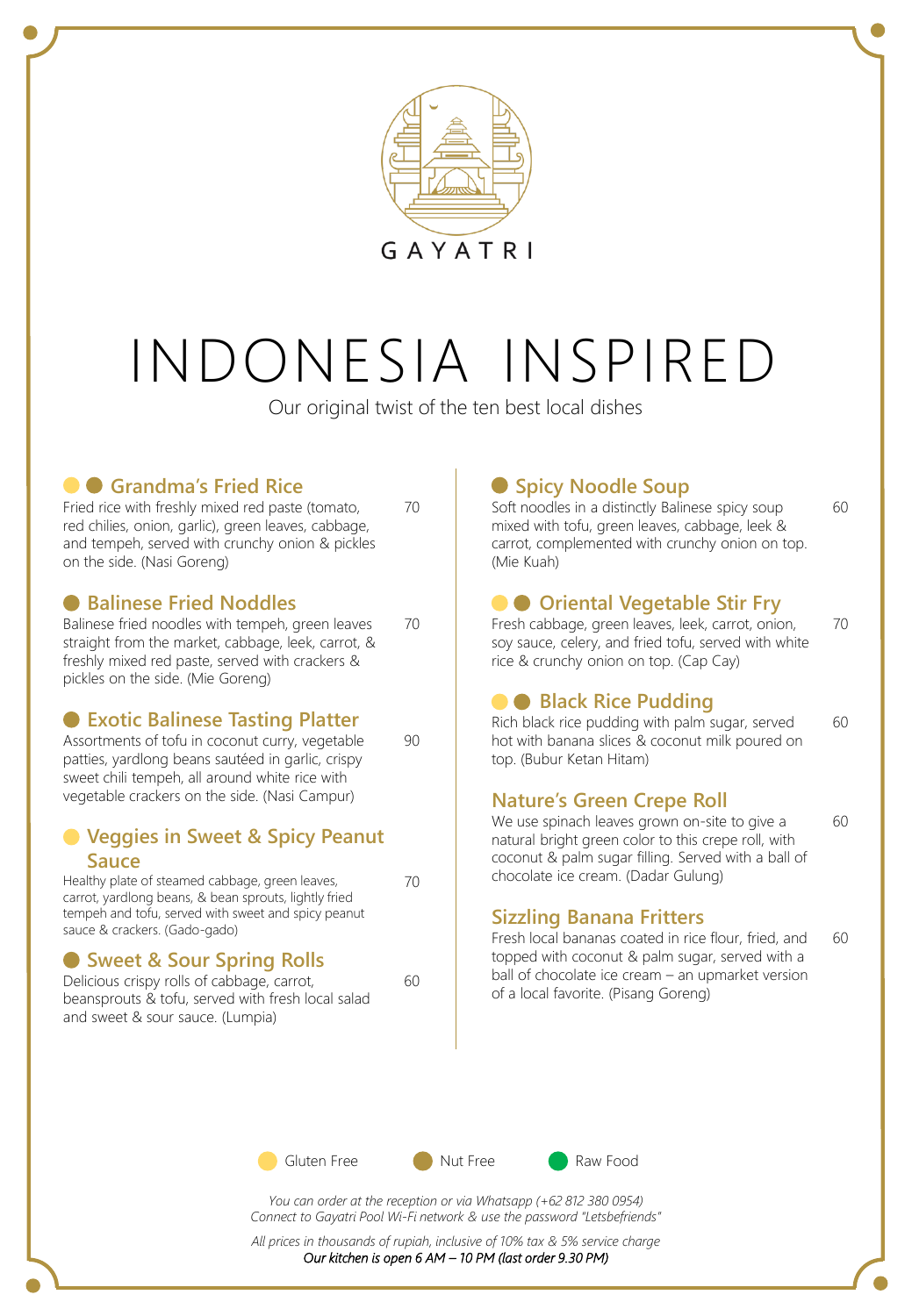GAYATRI

# INDONESIA INSPIRED

Our original twist of the ten best local dishes

### ● ● Grandma's Fried Rice — 70

Fried rice with freshly mixed red paste (tomato, red chilies, onion, garlic), green leaves, cabbage, and tempeh, served with crunchy onion & pickles on the side. (Nasi Goreng)

### ● Balinese Fried Noddles — 70

Balinese fried noodles with tempeh, green leaves straight from the market, cabbage, leek, carrot, & freshly mixed red paste, served with crackers & pickles on the side. (Mie Goreng)

### ● Exotic Balinese Tasting Platter — 90

Assortments of tofu in coconut curry, vegetable patties, yardlong beans sautéed in garlic, crispy sweet chili tempeh, all around white rice with vegetable crackers on the side. (Nasi Campur)

### ● Veggies in Sweet & Spicy Peanut Sauce — 70

Healthy plate of steamed cabbage, green leaves, carrot, yardlong beans, & bean sprouts, lightly fried tempeh and tofu, served with sweet and spicy peanut sauce & crackers. (Gado-gado)

### ● Sweet & Sour Spring Rolls — 60

Delicious crispy rolls of cabbage, carrot, beansprouts & tofu, served with fresh local salad and sweet & sour sauce. (Lumpia)

### ● Spicy Noodle Soup — 60

Soft noodles in a distinctly Balinese spicy soup mixed with tofu, green leaves, cabbage, leek & carrot, complemented with crunchy onion on top. (Mie Kuah)

### ● ● Oriental Vegetable Stir Fry — 70

Fresh cabbage, green leaves, leek, carrot, onion, soy sauce, celery, and fried tofu, served with white rice & crunchy onion on top. (Cap Cay)

### ● ● Black Rice Pudding — 60

Rich black rice pudding with palm sugar, served hot with banana slices & coconut milk poured on top. (Bubur Ketan Hitam)

### Nature's Green Crepe Roll — 60

We use spinach leaves grown on-site to give a natural bright green color to this crepe roll, with coconut & palm sugar filling. Served with a ball of chocolate ice cream. (Dadar Gulung)

### Sizzling Banana Fritters — 60

Fresh local bananas coated in rice flour, fried, and topped with coconut & palm sugar, served with a ball of chocolate ice cream – an upmarket version of a local favorite. (Pisang Goreng)

● Gluten Free ● Nut Free ● Raw Food

*You can order at the reception or via Whatsapp (+62 812 380 0954)*
*Connect to Gayatri Pool Wi-Fi network & use the password "Letsbefriends"*

*All prices in thousands of rupiah, inclusive of 10% tax & 5% service charge*
*Our kitchen is open 6 AM – 10 PM (last order 9.30 PM)*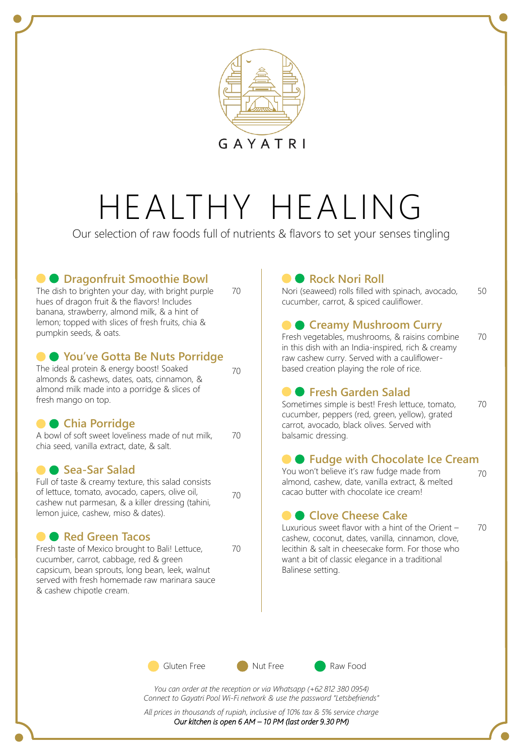GAYATRI

# HEALTHY HEALING

Our selection of raw foods full of nutrients & flavors to set your senses tingling

### Dragonfruit Smoothie Bowl

The dish to brighten your day, with bright purple hues of dragon fruit & the flavors! Includes banana, strawberry, almond milk, & a hint of lemon; topped with slices of fresh fruits, chia & pumpkin seeds, & oats. 70

### You've Gotta Be Nuts Porridge

The ideal protein & energy boost! Soaked almonds & cashews, dates, oats, cinnamon, & almond milk made into a porridge & slices of fresh mango on top. 70

### Chia Porridge

A bowl of soft sweet loveliness made of nut milk, chia seed, vanilla extract, date, & salt. 70

### Sea-Sar Salad

Full of taste & creamy texture, this salad consists of lettuce, tomato, avocado, capers, olive oil, cashew nut parmesan, & a killer dressing (tahini, lemon juice, cashew, miso & dates). 70

### Red Green Tacos

Fresh taste of Mexico brought to Bali! Lettuce, cucumber, carrot, cabbage, red & green capsicum, bean sprouts, long bean, leek, walnut served with fresh homemade raw marinara sauce & cashew chipotle cream. 70

### Rock Nori Roll

Nori (seaweed) rolls filled with spinach, avocado, cucumber, carrot, & spiced cauliflower. 50

### Creamy Mushroom Curry

Fresh vegetables, mushrooms, & raisins combine in this dish with an India-inspired, rich & creamy raw cashew curry. Served with a cauliflower-based creation playing the role of rice. 70

### Fresh Garden Salad

Sometimes simple is best! Fresh lettuce, tomato, cucumber, peppers (red, green, yellow), grated carrot, avocado, black olives. Served with balsamic dressing. 70

### Fudge with Chocolate Ice Cream

You won't believe it's raw fudge made from almond, cashew, date, vanilla extract, & melted cacao butter with chocolate ice cream! 70

### Clove Cheese Cake

Luxurious sweet flavor with a hint of the Orient – cashew, coconut, dates, vanilla, cinnamon, clove, lecithin & salt in cheesecake form. For those who want a bit of classic elegance in a traditional Balinese setting. 70

Gluten Free · Nut Free · Raw Food

*You can order at the reception or via Whatsapp (+62 812 380 0954)*
*Connect to Gayatri Pool Wi-Fi network & use the password "Letsbefriends"*

*All prices in thousands of rupiah, inclusive of 10% tax & 5% service charge*
*Our kitchen is open 6 AM – 10 PM (last order 9.30 PM)*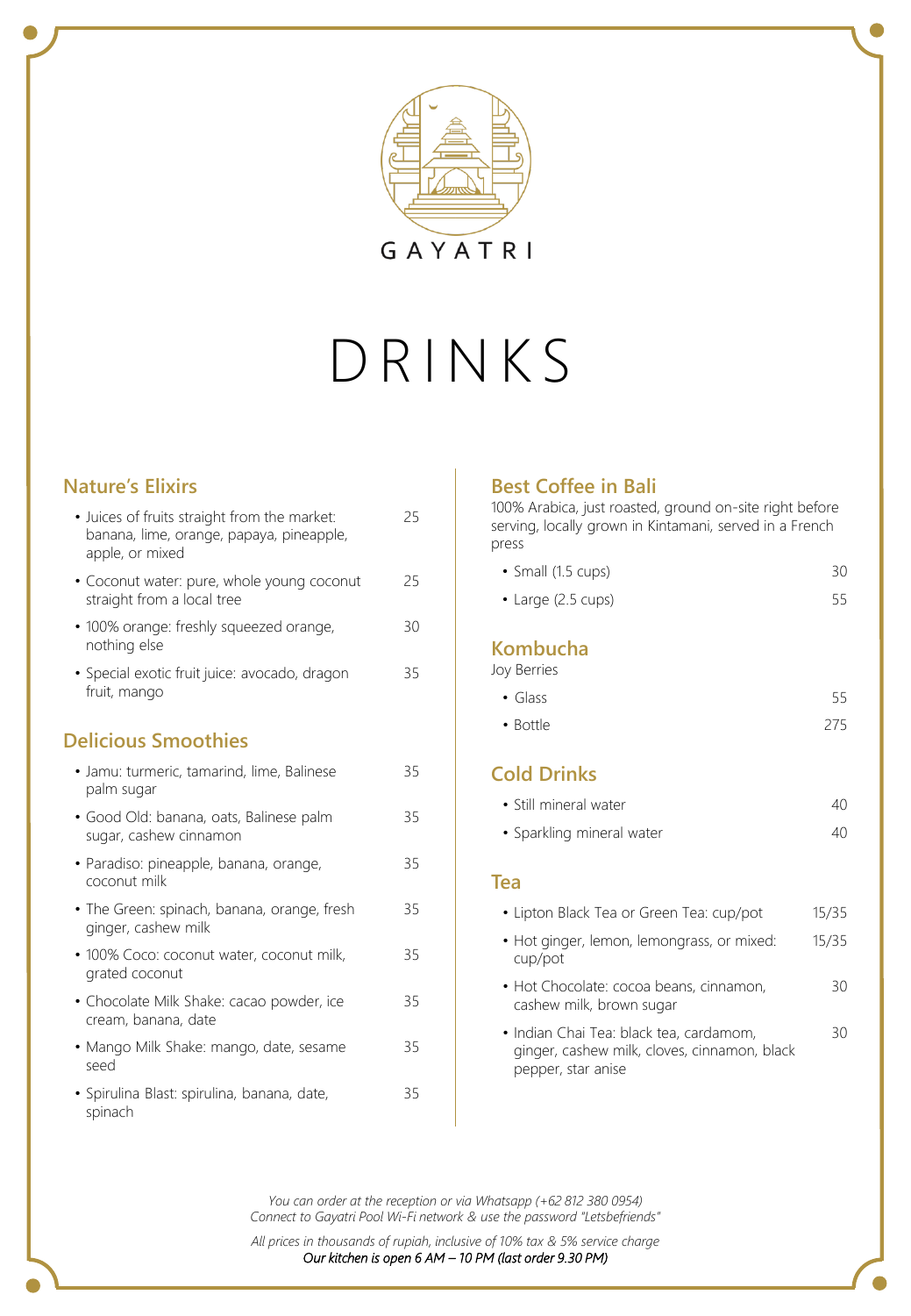GAYATRI

# DRINKS

## Nature's Elixirs

| | |
|---|---|
| • Juices of fruits straight from the market: banana, lime, orange, papaya, pineapple, apple, or mixed | 25 |
| • Coconut water: pure, whole young coconut straight from a local tree | 25 |
| • 100% orange: freshly squeezed orange, nothing else | 30 |
| • Special exotic fruit juice: avocado, dragon fruit, mango | 35 |

## Delicious Smoothies

| | |
|---|---|
| • Jamu: turmeric, tamarind, lime, Balinese palm sugar | 35 |
| • Good Old: banana, oats, Balinese palm sugar, cashew cinnamon | 35 |
| • Paradiso: pineapple, banana, orange, coconut milk | 35 |
| • The Green: spinach, banana, orange, fresh ginger, cashew milk | 35 |
| • 100% Coco: coconut water, coconut milk, grated coconut | 35 |
| • Chocolate Milk Shake: cacao powder, ice cream, banana, date | 35 |
| • Mango Milk Shake: mango, date, sesame seed | 35 |
| • Spirulina Blast: spirulina, banana, date, spinach | 35 |

## Best Coffee in Bali

100% Arabica, just roasted, ground on-site right before serving, locally grown in Kintamani, served in a French press

| | |
|---|---|
| • Small (1.5 cups) | 30 |
| • Large (2.5 cups) | 55 |

## Kombucha

Joy Berries

| | |
|---|---|
| • Glass | 55 |
| • Bottle | 275 |

## Cold Drinks

| | |
|---|---|
| • Still mineral water | 40 |
| • Sparkling mineral water | 40 |

## Tea

| | |
|---|---|
| • Lipton Black Tea or Green Tea: cup/pot | 15/35 |
| • Hot ginger, lemon, lemongrass, or mixed: cup/pot | 15/35 |
| • Hot Chocolate: cocoa beans, cinnamon, cashew milk, brown sugar | 30 |
| • Indian Chai Tea: black tea, cardamom, ginger, cashew milk, cloves, cinnamon, black pepper, star anise | 30 |

*You can order at the reception or via Whatsapp (+62 812 380 0954)*
*Connect to Gayatri Pool Wi-Fi network & use the password "Letsbefriends"*

*All prices in thousands of rupiah, inclusive of 10% tax & 5% service charge*
*Our kitchen is open 6 AM – 10 PM (last order 9.30 PM)*